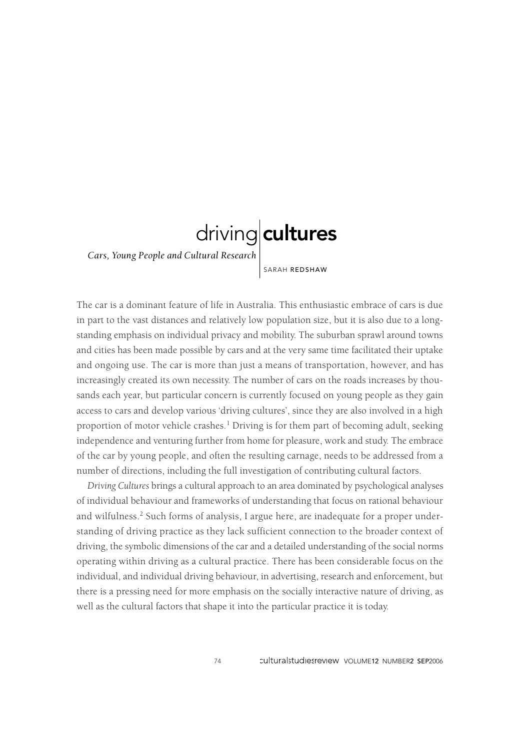# driving cultures

*Cars, Young People and Cultural Research*

SARAH REDSHAW

The car is a dominant feature of life in Australia. This enthusiastic embrace of cars is due in part to the vast distances and relatively low population size, but it is also due to a longstanding emphasis on individual privacy and mobility. The suburban sprawl around towns and cities has been made possible by cars and at the very same time facilitated their uptake and ongoing use. The car is more than just a means of transportation, however, and has increasingly created its own necessity. The number of cars on the roads increases by thousands each year, but particular concern is currently focused on young people as they gain access to cars and develop various 'driving cultures', since they are also involved in a high proportion of motor vehicle crashes.[1] Driving is for them part of becoming adult, seeking independence and venturing further from home for pleasure, work and study. The embrace of the car by young people, and often the resulting carnage, needs to be addressed from a number of directions, including the full investigation of contributing cultural factors.

*Driving Cultures* brings a cultural approach to an area dominated by psychological analyses of individual behaviour and frameworks of understanding that focus on rational behaviour and wilfulness.[2] Such forms of analysis, I argue here, are inadequate for a proper understanding of driving practice as they lack sufficient connection to the broader context of driving, the symbolic dimensions of the car and a detailed understanding of the social norms operating within driving as a cultural practice. There has been considerable focus on the individual, and individual driving behaviour, in advertising, research and enforcement, but there is a pressing need for more emphasis on the socially interactive nature of driving, as well as the cultural factors that shape it into the particular practice it is today.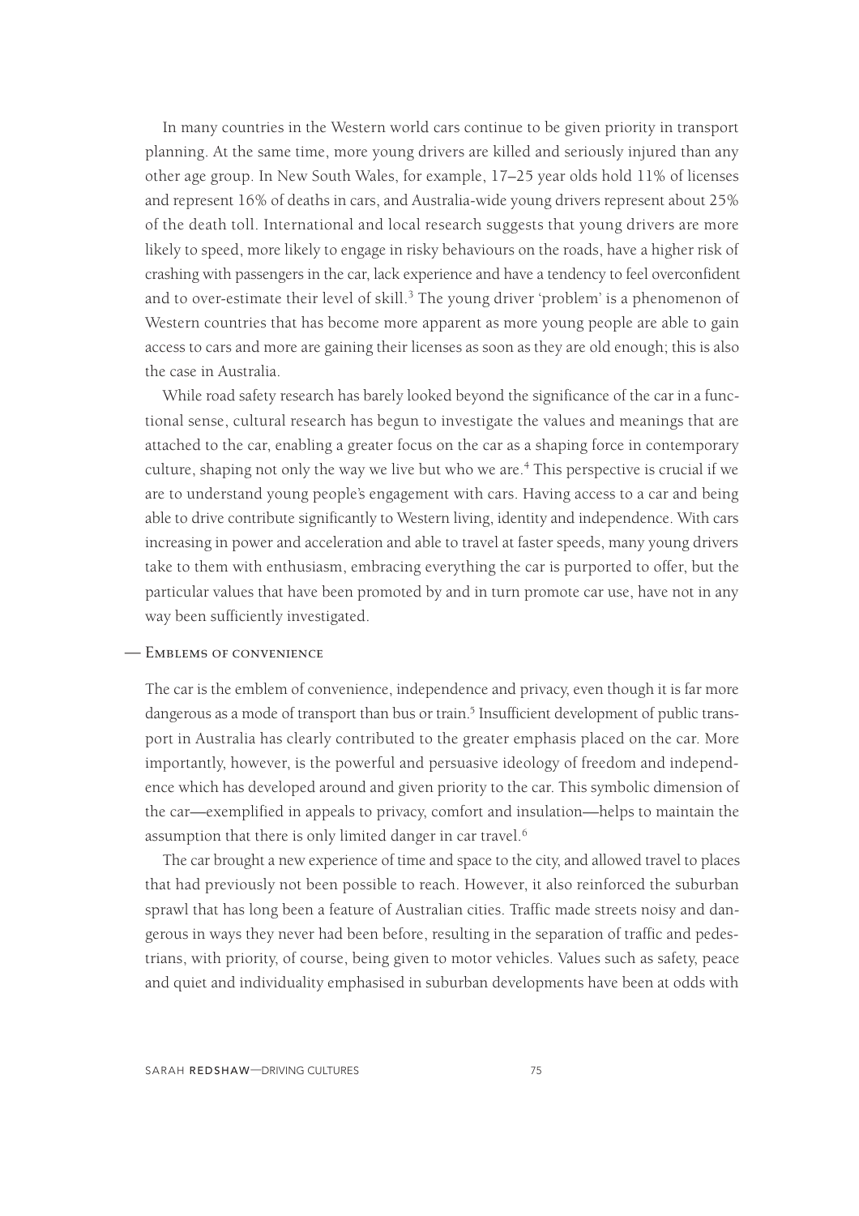In many countries in the Western world cars continue to be given priority in transport planning. At the same time, more young drivers are killed and seriously injured than any other age group. In New South Wales, for example, 17–25 year olds hold 11% of licenses and represent 16% of deaths in cars, and Australia-wide young drivers represent about 25% of the death toll. International and local research suggests that young drivers are more likely to speed, more likely to engage in risky behaviours on the roads, have a higher risk of crashing with passengers in the car, lack experience and have a tendency to feel overconfident and to over-estimate their level of skill.[3] The young driver 'problem' is a phenomenon of Western countries that has become more apparent as more young people are able to gain access to cars and more are gaining their licenses as soon as they are old enough; this is also the case in Australia.

While road safety research has barely looked beyond the significance of the car in a functional sense, cultural research has begun to investigate the values and meanings that are attached to the car, enabling a greater focus on the car as a shaping force in contemporary culture, shaping not only the way we live but who we are.[4] This perspective is crucial if we are to understand young people's engagement with cars. Having access to a car and being able to drive contribute significantly to Western living, identity and independence. With cars increasing in power and acceleration and able to travel at faster speeds, many young drivers take to them with enthusiasm, embracing everything the car is purported to offer, but the particular values that have been promoted by and in turn promote car use, have not in any way been sufficiently investigated.

## — Emblems of convenience

The car is the emblem of convenience, independence and privacy, even though it is far more dangerous as a mode of transport than bus or train.[5] Insufficient development of public transport in Australia has clearly contributed to the greater emphasis placed on the car. More importantly, however, is the powerful and persuasive ideology of freedom and independence which has developed around and given priority to the car. This symbolic dimension of the car—exemplified in appeals to privacy, comfort and insulation—helps to maintain the assumption that there is only limited danger in car travel.[6]

The car brought a new experience of time and space to the city, and allowed travel to places that had previously not been possible to reach. However, it also reinforced the suburban sprawl that has long been a feature of Australian cities. Traffic made streets noisy and dangerous in ways they never had been before, resulting in the separation of traffic and pedestrians, with priority, of course, being given to motor vehicles. Values such as safety, peace and quiet and individuality emphasised in suburban developments have been at odds with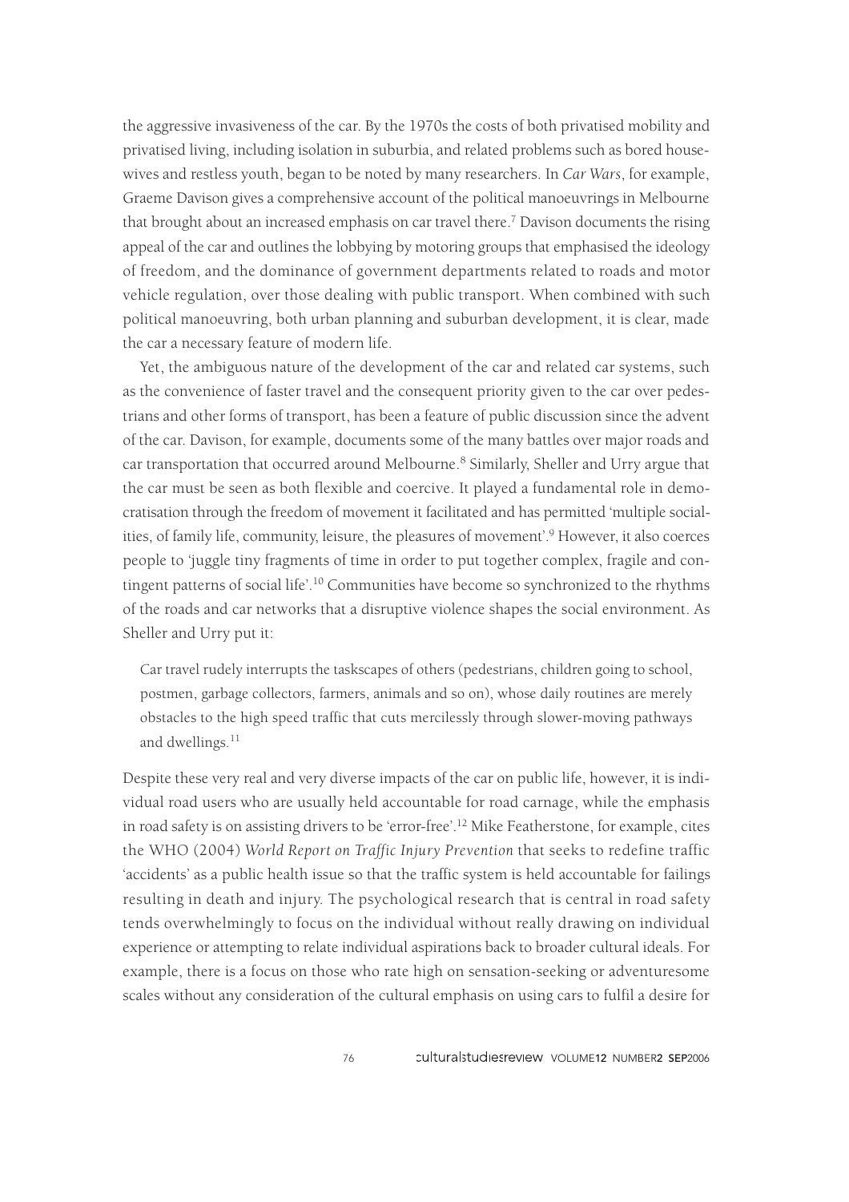the aggressive invasiveness of the car. By the 1970s the costs of both privatised mobility and privatised living, including isolation in suburbia, and related problems such as bored housewives and restless youth, began to be noted by many researchers. In *Car Wars*, for example, Graeme Davison gives a comprehensive account of the political manoeuvrings in Melbourne that brought about an increased emphasis on car travel there.[7] Davison documents the rising appeal of the car and outlines the lobbying by motoring groups that emphasised the ideology of freedom, and the dominance of government departments related to roads and motor vehicle regulation, over those dealing with public transport. When combined with such political manoeuvring, both urban planning and suburban development, it is clear, made the car a necessary feature of modern life.

Yet, the ambiguous nature of the development of the car and related car systems, such as the convenience of faster travel and the consequent priority given to the car over pedestrians and other forms of transport, has been a feature of public discussion since the advent of the car. Davison, for example, documents some of the many battles over major roads and car transportation that occurred around Melbourne.[8] Similarly, Sheller and Urry argue that the car must be seen as both flexible and coercive. It played a fundamental role in democratisation through the freedom of movement it facilitated and has permitted 'multiple socialities, of family life, community, leisure, the pleasures of movement'.[9] However, it also coerces people to 'juggle tiny fragments of time in order to put together complex, fragile and contingent patterns of social life'.[10] Communities have become so synchronized to the rhythms of the roads and car networks that a disruptive violence shapes the social environment. As Sheller and Urry put it:

> Car travel rudely interrupts the taskscapes of others (pedestrians, children going to school, postmen, garbage collectors, farmers, animals and so on), whose daily routines are merely obstacles to the high speed traffic that cuts mercilessly through slower-moving pathways and dwellings.[11]

Despite these very real and very diverse impacts of the car on public life, however, it is individual road users who are usually held accountable for road carnage, while the emphasis in road safety is on assisting drivers to be 'error-free'.[12] Mike Featherstone, for example, cites the WHO (2004) *World Report on Traffic Injury Prevention* that seeks to redefine traffic 'accidents' as a public health issue so that the traffic system is held accountable for failings resulting in death and injury. The psychological research that is central in road safety tends overwhelmingly to focus on the individual without really drawing on individual experience or attempting to relate individual aspirations back to broader cultural ideals. For example, there is a focus on those who rate high on sensation-seeking or adventuresome scales without any consideration of the cultural emphasis on using cars to fulfil a desire for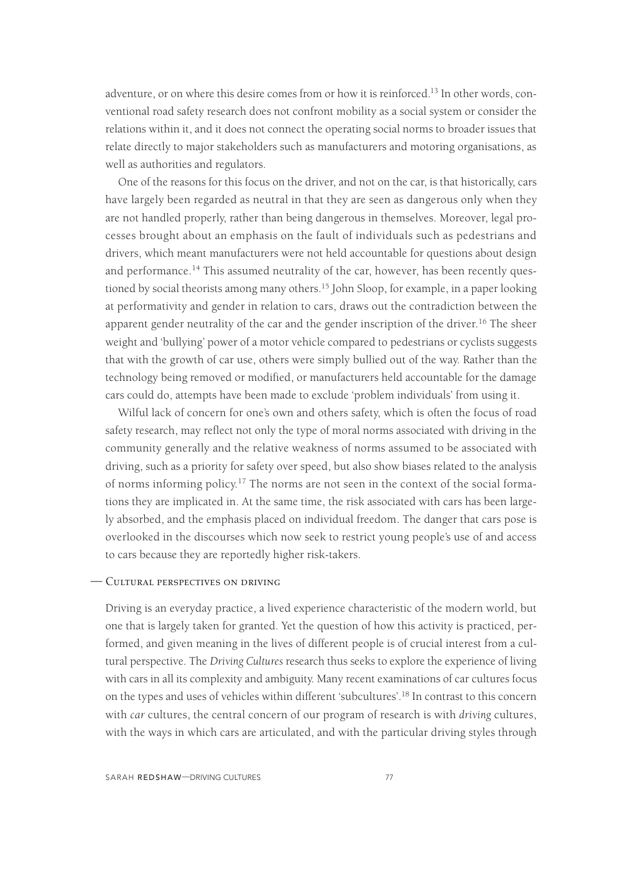adventure, or on where this desire comes from or how it is reinforced.[13] In other words, conventional road safety research does not confront mobility as a social system or consider the relations within it, and it does not connect the operating social norms to broader issues that relate directly to major stakeholders such as manufacturers and motoring organisations, as well as authorities and regulators.

One of the reasons for this focus on the driver, and not on the car, is that historically, cars have largely been regarded as neutral in that they are seen as dangerous only when they are not handled properly, rather than being dangerous in themselves. Moreover, legal processes brought about an emphasis on the fault of individuals such as pedestrians and drivers, which meant manufacturers were not held accountable for questions about design and performance.[14] This assumed neutrality of the car, however, has been recently questioned by social theorists among many others.[15] John Sloop, for example, in a paper looking at performativity and gender in relation to cars, draws out the contradiction between the apparent gender neutrality of the car and the gender inscription of the driver.[16] The sheer weight and 'bullying' power of a motor vehicle compared to pedestrians or cyclists suggests that with the growth of car use, others were simply bullied out of the way. Rather than the technology being removed or modified, or manufacturers held accountable for the damage cars could do, attempts have been made to exclude 'problem individuals' from using it.

Wilful lack of concern for one's own and others safety, which is often the focus of road safety research, may reflect not only the type of moral norms associated with driving in the community generally and the relative weakness of norms assumed to be associated with driving, such as a priority for safety over speed, but also show biases related to the analysis of norms informing policy.[17] The norms are not seen in the context of the social formations they are implicated in. At the same time, the risk associated with cars has been largely absorbed, and the emphasis placed on individual freedom. The danger that cars pose is overlooked in the discourses which now seek to restrict young people's use of and access to cars because they are reportedly higher risk-takers.

## — Cultural perspectives on driving

Driving is an everyday practice, a lived experience characteristic of the modern world, but one that is largely taken for granted. Yet the question of how this activity is practiced, performed, and given meaning in the lives of different people is of crucial interest from a cultural perspective. The *Driving Cultures* research thus seeks to explore the experience of living with cars in all its complexity and ambiguity. Many recent examinations of car cultures focus on the types and uses of vehicles within different 'subcultures'.[18] In contrast to this concern with *car* cultures, the central concern of our program of research is with *driving* cultures, with the ways in which cars are articulated, and with the particular driving styles through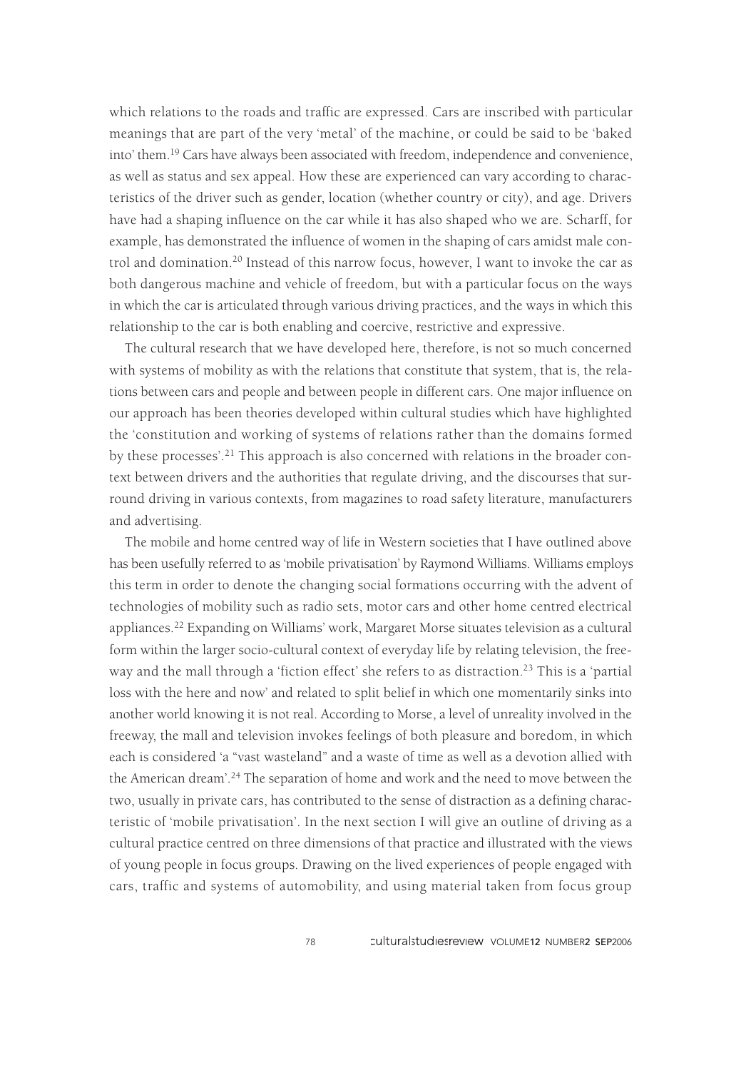which relations to the roads and traffic are expressed. Cars are inscribed with particular meanings that are part of the very 'metal' of the machine, or could be said to be 'baked into' them.[19] Cars have always been associated with freedom, independence and convenience, as well as status and sex appeal. How these are experienced can vary according to characteristics of the driver such as gender, location (whether country or city), and age. Drivers have had a shaping influence on the car while it has also shaped who we are. Scharff, for example, has demonstrated the influence of women in the shaping of cars amidst male control and domination.[20] Instead of this narrow focus, however, I want to invoke the car as both dangerous machine and vehicle of freedom, but with a particular focus on the ways in which the car is articulated through various driving practices, and the ways in which this relationship to the car is both enabling and coercive, restrictive and expressive.

The cultural research that we have developed here, therefore, is not so much concerned with systems of mobility as with the relations that constitute that system, that is, the relations between cars and people and between people in different cars. One major influence on our approach has been theories developed within cultural studies which have highlighted the 'constitution and working of systems of relations rather than the domains formed by these processes'.[21] This approach is also concerned with relations in the broader context between drivers and the authorities that regulate driving, and the discourses that surround driving in various contexts, from magazines to road safety literature, manufacturers and advertising.

The mobile and home centred way of life in Western societies that I have outlined above has been usefully referred to as 'mobile privatisation' by Raymond Williams. Williams employs this term in order to denote the changing social formations occurring with the advent of technologies of mobility such as radio sets, motor cars and other home centred electrical appliances.[22] Expanding on Williams' work, Margaret Morse situates television as a cultural form within the larger socio-cultural context of everyday life by relating television, the freeway and the mall through a 'fiction effect' she refers to as distraction.[23] This is a 'partial loss with the here and now' and related to split belief in which one momentarily sinks into another world knowing it is not real. According to Morse, a level of unreality involved in the freeway, the mall and television invokes feelings of both pleasure and boredom, in which each is considered 'a "vast wasteland" and a waste of time as well as a devotion allied with the American dream'.[24] The separation of home and work and the need to move between the two, usually in private cars, has contributed to the sense of distraction as a defining characteristic of 'mobile privatisation'. In the next section I will give an outline of driving as a cultural practice centred on three dimensions of that practice and illustrated with the views of young people in focus groups. Drawing on the lived experiences of people engaged with cars, traffic and systems of automobility, and using material taken from focus group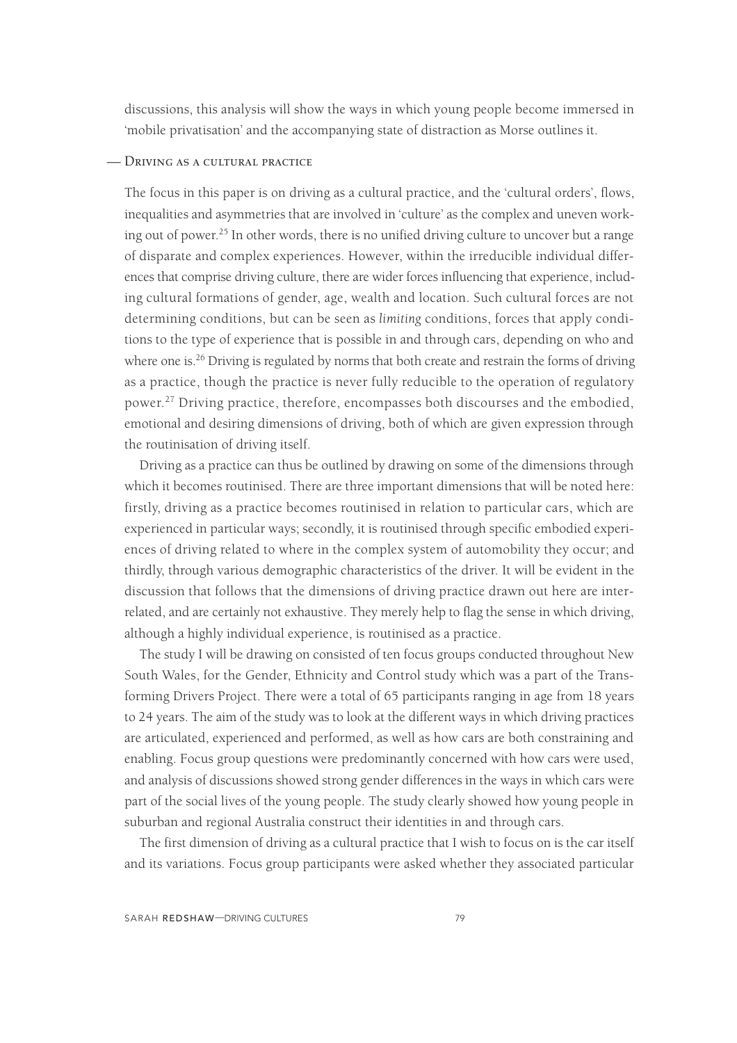discussions, this analysis will show the ways in which young people become immersed in 'mobile privatisation' and the accompanying state of distraction as Morse outlines it.

## — Driving as a cultural practice

The focus in this paper is on driving as a cultural practice, and the 'cultural orders', flows, inequalities and asymmetries that are involved in 'culture' as the complex and uneven working out of power.[25] In other words, there is no unified driving culture to uncover but a range of disparate and complex experiences. However, within the irreducible individual differences that comprise driving culture, there are wider forces influencing that experience, including cultural formations of gender, age, wealth and location. Such cultural forces are not determining conditions, but can be seen as *limiting* conditions, forces that apply conditions to the type of experience that is possible in and through cars, depending on who and where one is.[26] Driving is regulated by norms that both create and restrain the forms of driving as a practice, though the practice is never fully reducible to the operation of regulatory power.[27] Driving practice, therefore, encompasses both discourses and the embodied, emotional and desiring dimensions of driving, both of which are given expression through the routinisation of driving itself.

Driving as a practice can thus be outlined by drawing on some of the dimensions through which it becomes routinised. There are three important dimensions that will be noted here: firstly, driving as a practice becomes routinised in relation to particular cars, which are experienced in particular ways; secondly, it is routinised through specific embodied experiences of driving related to where in the complex system of automobility they occur; and thirdly, through various demographic characteristics of the driver. It will be evident in the discussion that follows that the dimensions of driving practice drawn out here are interrelated, and are certainly not exhaustive. They merely help to flag the sense in which driving, although a highly individual experience, is routinised as a practice.

The study I will be drawing on consisted of ten focus groups conducted throughout New South Wales, for the Gender, Ethnicity and Control study which was a part of the Transforming Drivers Project. There were a total of 65 participants ranging in age from 18 years to 24 years. The aim of the study was to look at the different ways in which driving practices are articulated, experienced and performed, as well as how cars are both constraining and enabling. Focus group questions were predominantly concerned with how cars were used, and analysis of discussions showed strong gender differences in the ways in which cars were part of the social lives of the young people. The study clearly showed how young people in suburban and regional Australia construct their identities in and through cars.

The first dimension of driving as a cultural practice that I wish to focus on is the car itself and its variations. Focus group participants were asked whether they associated particular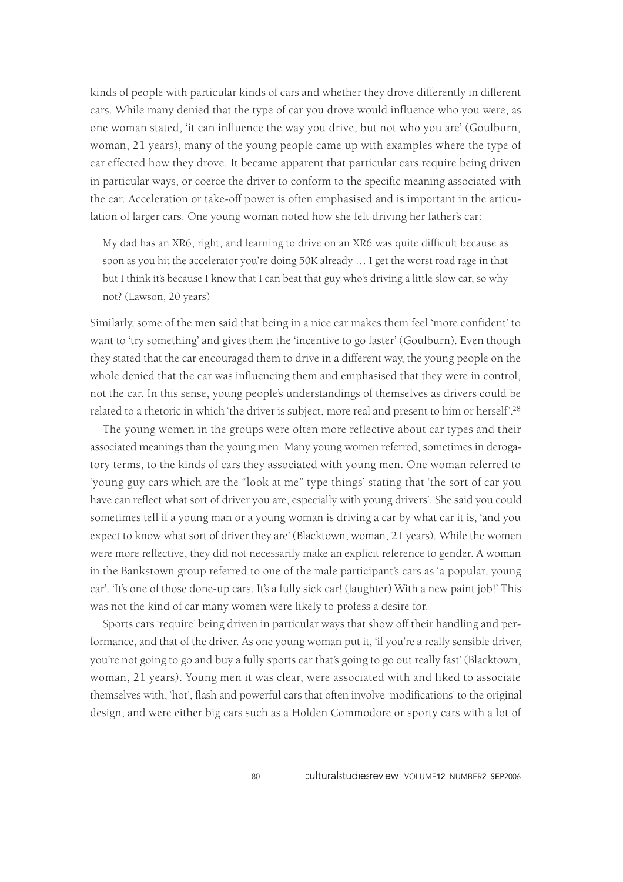kinds of people with particular kinds of cars and whether they drove differently in different cars. While many denied that the type of car you drove would influence who you were, as one woman stated, 'it can influence the way you drive, but not who you are' (Goulburn, woman, 21 years), many of the young people came up with examples where the type of car effected how they drove. It became apparent that particular cars require being driven in particular ways, or coerce the driver to conform to the specific meaning associated with the car. Acceleration or take-off power is often emphasised and is important in the articulation of larger cars. One young woman noted how she felt driving her father's car:

> My dad has an XR6, right, and learning to drive on an XR6 was quite difficult because as soon as you hit the accelerator you're doing 50K already … I get the worst road rage in that but I think it's because I know that I can beat that guy who's driving a little slow car, so why not? (Lawson, 20 years)

Similarly, some of the men said that being in a nice car makes them feel 'more confident' to want to 'try something' and gives them the 'incentive to go faster' (Goulburn). Even though they stated that the car encouraged them to drive in a different way, the young people on the whole denied that the car was influencing them and emphasised that they were in control, not the car. In this sense, young people's understandings of themselves as drivers could be related to a rhetoric in which 'the driver is subject, more real and present to him or herself'.[28]

The young women in the groups were often more reflective about car types and their associated meanings than the young men. Many young women referred, sometimes in derogatory terms, to the kinds of cars they associated with young men. One woman referred to 'young guy cars which are the "look at me" type things' stating that 'the sort of car you have can reflect what sort of driver you are, especially with young drivers'. She said you could sometimes tell if a young man or a young woman is driving a car by what car it is, 'and you expect to know what sort of driver they are' (Blacktown, woman, 21 years). While the women were more reflective, they did not necessarily make an explicit reference to gender. A woman in the Bankstown group referred to one of the male participant's cars as 'a popular, young car'. 'It's one of those done-up cars. It's a fully sick car! (laughter) With a new paint job!' This was not the kind of car many women were likely to profess a desire for.

Sports cars 'require' being driven in particular ways that show off their handling and performance, and that of the driver. As one young woman put it, 'if you're a really sensible driver, you're not going to go and buy a fully sports car that's going to go out really fast' (Blacktown, woman, 21 years). Young men it was clear, were associated with and liked to associate themselves with, 'hot', flash and powerful cars that often involve 'modifications' to the original design, and were either big cars such as a Holden Commodore or sporty cars with a lot of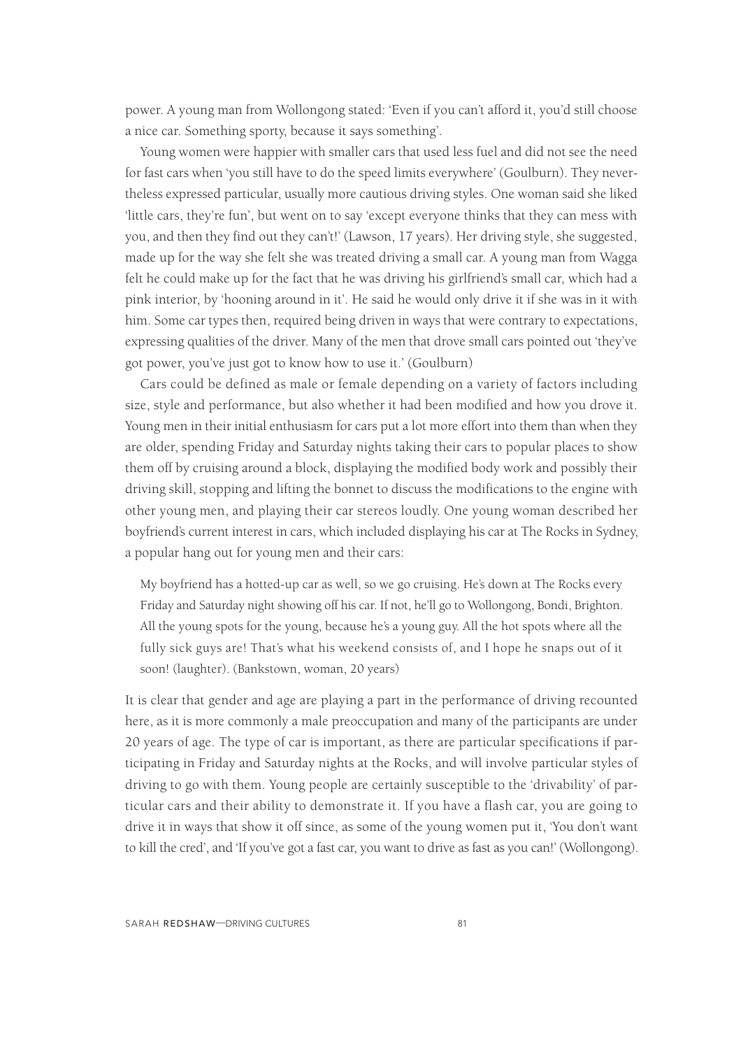power. A young man from Wollongong stated: 'Even if you can't afford it, you'd still choose a nice car. Something sporty, because it says something'.

Young women were happier with smaller cars that used less fuel and did not see the need for fast cars when 'you still have to do the speed limits everywhere' (Goulburn). They nevertheless expressed particular, usually more cautious driving styles. One woman said she liked 'little cars, they're fun', but went on to say 'except everyone thinks that they can mess with you, and then they find out they can't!' (Lawson, 17 years). Her driving style, she suggested, made up for the way she felt she was treated driving a small car. A young man from Wagga felt he could make up for the fact that he was driving his girlfriend's small car, which had a pink interior, by 'hooning around in it'. He said he would only drive it if she was in it with him. Some car types then, required being driven in ways that were contrary to expectations, expressing qualities of the driver. Many of the men that drove small cars pointed out 'they've got power, you've just got to know how to use it.' (Goulburn)

Cars could be defined as male or female depending on a variety of factors including size, style and performance, but also whether it had been modified and how you drove it. Young men in their initial enthusiasm for cars put a lot more effort into them than when they are older, spending Friday and Saturday nights taking their cars to popular places to show them off by cruising around a block, displaying the modified body work and possibly their driving skill, stopping and lifting the bonnet to discuss the modifications to the engine with other young men, and playing their car stereos loudly. One young woman described her boyfriend's current interest in cars, which included displaying his car at The Rocks in Sydney, a popular hang out for young men and their cars:

> My boyfriend has a hotted-up car as well, so we go cruising. He's down at The Rocks every Friday and Saturday night showing off his car. If not, he'll go to Wollongong, Bondi, Brighton. All the young spots for the young, because he's a young guy. All the hot spots where all the fully sick guys are! That's what his weekend consists of, and I hope he snaps out of it soon! (laughter). (Bankstown, woman, 20 years)

It is clear that gender and age are playing a part in the performance of driving recounted here, as it is more commonly a male preoccupation and many of the participants are under 20 years of age. The type of car is important, as there are particular specifications if participating in Friday and Saturday nights at the Rocks, and will involve particular styles of driving to go with them. Young people are certainly susceptible to the 'drivability' of particular cars and their ability to demonstrate it. If you have a flash car, you are going to drive it in ways that show it off since, as some of the young women put it, 'You don't want to kill the cred', and 'If you've got a fast car, you want to drive as fast as you can!' (Wollongong).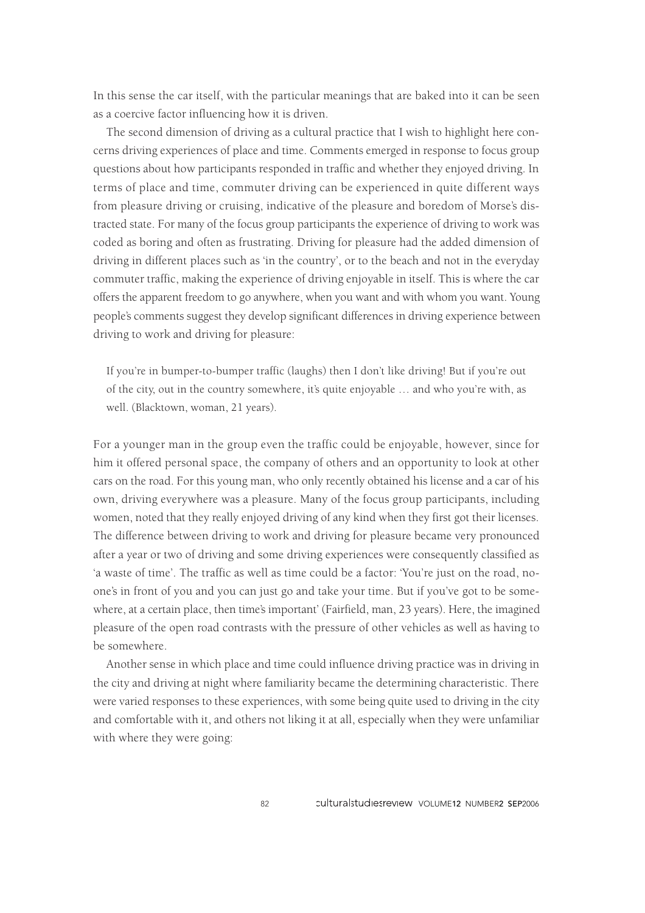In this sense the car itself, with the particular meanings that are baked into it can be seen as a coercive factor influencing how it is driven.

The second dimension of driving as a cultural practice that I wish to highlight here concerns driving experiences of place and time. Comments emerged in response to focus group questions about how participants responded in traffic and whether they enjoyed driving. In terms of place and time, commuter driving can be experienced in quite different ways from pleasure driving or cruising, indicative of the pleasure and boredom of Morse's distracted state. For many of the focus group participants the experience of driving to work was coded as boring and often as frustrating. Driving for pleasure had the added dimension of driving in different places such as 'in the country', or to the beach and not in the everyday commuter traffic, making the experience of driving enjoyable in itself. This is where the car offers the apparent freedom to go anywhere, when you want and with whom you want. Young people's comments suggest they develop significant differences in driving experience between driving to work and driving for pleasure:

> If you're in bumper-to-bumper traffic (laughs) then I don't like driving! But if you're out of the city, out in the country somewhere, it's quite enjoyable … and who you're with, as well. (Blacktown, woman, 21 years).

For a younger man in the group even the traffic could be enjoyable, however, since for him it offered personal space, the company of others and an opportunity to look at other cars on the road. For this young man, who only recently obtained his license and a car of his own, driving everywhere was a pleasure. Many of the focus group participants, including women, noted that they really enjoyed driving of any kind when they first got their licenses. The difference between driving to work and driving for pleasure became very pronounced after a year or two of driving and some driving experiences were consequently classified as 'a waste of time'. The traffic as well as time could be a factor: 'You're just on the road, no-one's in front of you and you can just go and take your time. But if you've got to be somewhere, at a certain place, then time's important' (Fairfield, man, 23 years). Here, the imagined pleasure of the open road contrasts with the pressure of other vehicles as well as having to be somewhere.

Another sense in which place and time could influence driving practice was in driving in the city and driving at night where familiarity became the determining characteristic. There were varied responses to these experiences, with some being quite used to driving in the city and comfortable with it, and others not liking it at all, especially when they were unfamiliar with where they were going: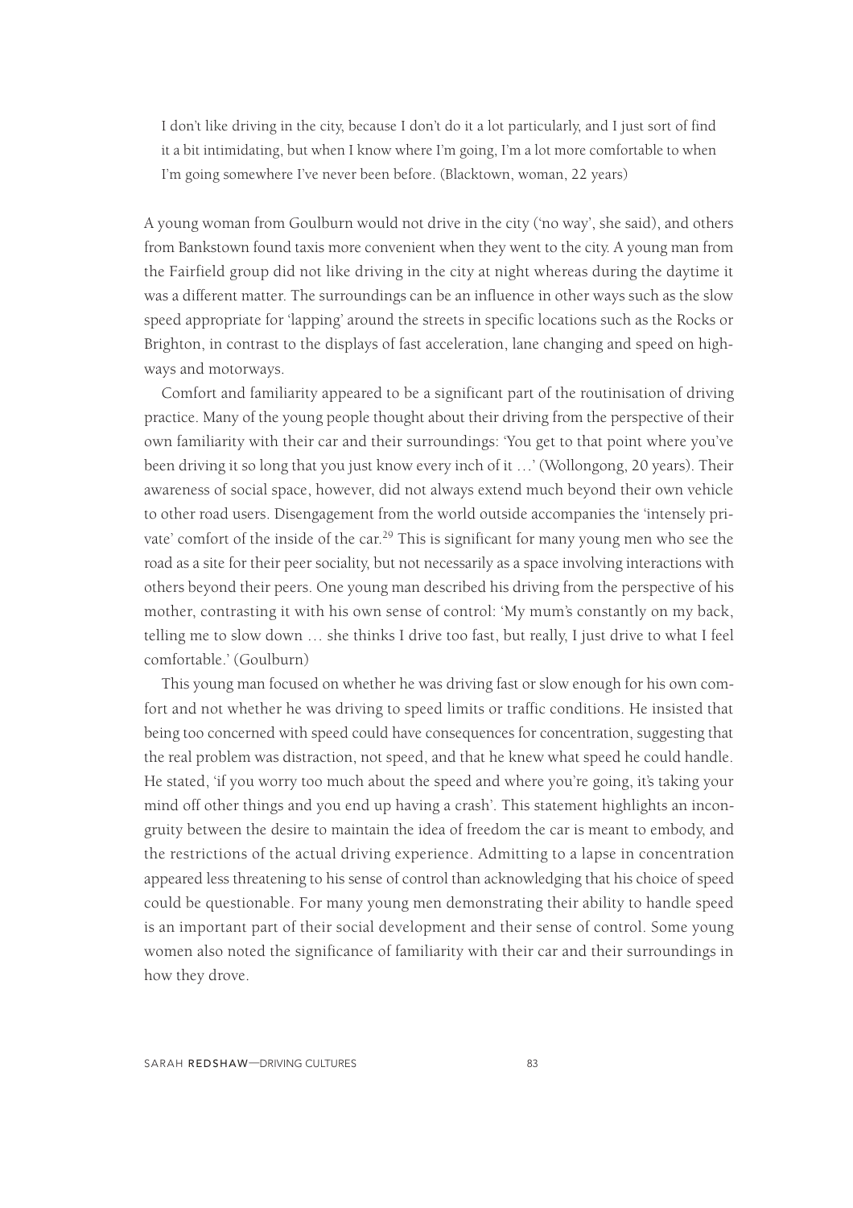> I don't like driving in the city, because I don't do it a lot particularly, and I just sort of find it a bit intimidating, but when I know where I'm going, I'm a lot more comfortable to when I'm going somewhere I've never been before. (Blacktown, woman, 22 years)

A young woman from Goulburn would not drive in the city ('no way', she said), and others from Bankstown found taxis more convenient when they went to the city. A young man from the Fairfield group did not like driving in the city at night whereas during the daytime it was a different matter. The surroundings can be an influence in other ways such as the slow speed appropriate for 'lapping' around the streets in specific locations such as the Rocks or Brighton, in contrast to the displays of fast acceleration, lane changing and speed on highways and motorways.

Comfort and familiarity appeared to be a significant part of the routinisation of driving practice. Many of the young people thought about their driving from the perspective of their own familiarity with their car and their surroundings: 'You get to that point where you've been driving it so long that you just know every inch of it …' (Wollongong, 20 years). Their awareness of social space, however, did not always extend much beyond their own vehicle to other road users. Disengagement from the world outside accompanies the 'intensely private' comfort of the inside of the car.[29] This is significant for many young men who see the road as a site for their peer sociality, but not necessarily as a space involving interactions with others beyond their peers. One young man described his driving from the perspective of his mother, contrasting it with his own sense of control: 'My mum's constantly on my back, telling me to slow down … she thinks I drive too fast, but really, I just drive to what I feel comfortable.' (Goulburn)

This young man focused on whether he was driving fast or slow enough for his own comfort and not whether he was driving to speed limits or traffic conditions. He insisted that being too concerned with speed could have consequences for concentration, suggesting that the real problem was distraction, not speed, and that he knew what speed he could handle. He stated, 'if you worry too much about the speed and where you're going, it's taking your mind off other things and you end up having a crash'. This statement highlights an incongruity between the desire to maintain the idea of freedom the car is meant to embody, and the restrictions of the actual driving experience. Admitting to a lapse in concentration appeared less threatening to his sense of control than acknowledging that his choice of speed could be questionable. For many young men demonstrating their ability to handle speed is an important part of their social development and their sense of control. Some young women also noted the significance of familiarity with their car and their surroundings in how they drove.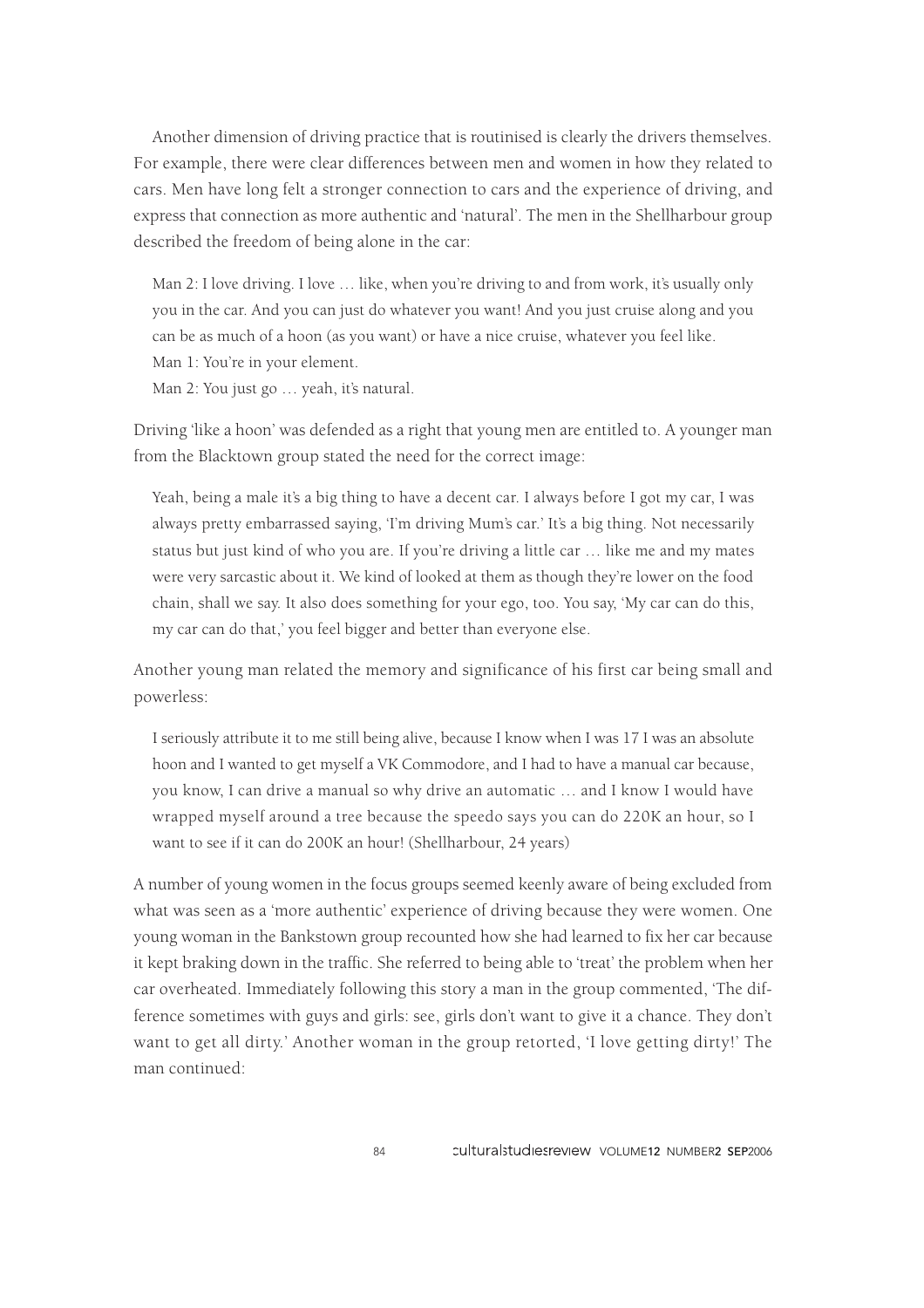Another dimension of driving practice that is routinised is clearly the drivers themselves. For example, there were clear differences between men and women in how they related to cars. Men have long felt a stronger connection to cars and the experience of driving, and express that connection as more authentic and 'natural'. The men in the Shellharbour group described the freedom of being alone in the car:

> Man 2: I love driving. I love … like, when you're driving to and from work, it's usually only you in the car. And you can just do whatever you want! And you just cruise along and you can be as much of a hoon (as you want) or have a nice cruise, whatever you feel like.
>
> Man 1: You're in your element.
>
> Man 2: You just go … yeah, it's natural.

Driving 'like a hoon' was defended as a right that young men are entitled to. A younger man from the Blacktown group stated the need for the correct image:

> Yeah, being a male it's a big thing to have a decent car. I always before I got my car, I was always pretty embarrassed saying, 'I'm driving Mum's car.' It's a big thing. Not necessarily status but just kind of who you are. If you're driving a little car … like me and my mates were very sarcastic about it. We kind of looked at them as though they're lower on the food chain, shall we say. It also does something for your ego, too. You say, 'My car can do this, my car can do that,' you feel bigger and better than everyone else.

Another young man related the memory and significance of his first car being small and powerless:

> I seriously attribute it to me still being alive, because I know when I was 17 I was an absolute hoon and I wanted to get myself a VK Commodore, and I had to have a manual car because, you know, I can drive a manual so why drive an automatic … and I know I would have wrapped myself around a tree because the speedo says you can do 220K an hour, so I want to see if it can do 200K an hour! (Shellharbour, 24 years)

A number of young women in the focus groups seemed keenly aware of being excluded from what was seen as a 'more authentic' experience of driving because they were women. One young woman in the Bankstown group recounted how she had learned to fix her car because it kept braking down in the traffic. She referred to being able to 'treat' the problem when her car overheated. Immediately following this story a man in the group commented, 'The difference sometimes with guys and girls: see, girls don't want to give it a chance. They don't want to get all dirty.' Another woman in the group retorted, 'I love getting dirty!' The man continued: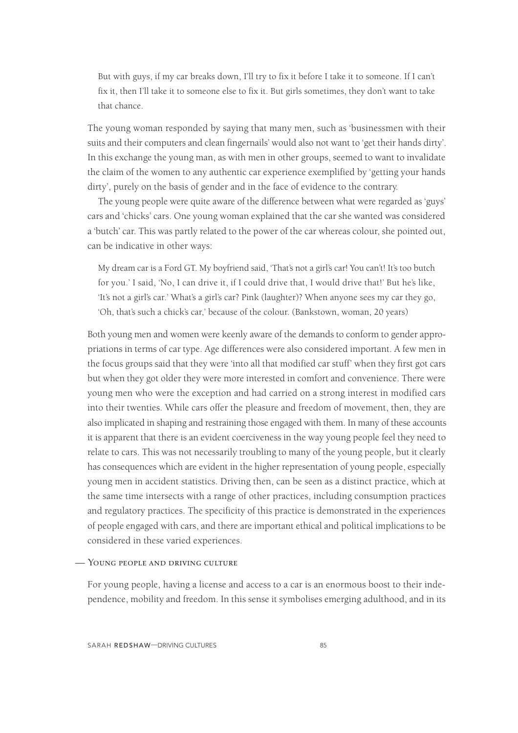> But with guys, if my car breaks down, I'll try to fix it before I take it to someone. If I can't fix it, then I'll take it to someone else to fix it. But girls sometimes, they don't want to take that chance.

The young woman responded by saying that many men, such as 'businessmen with their suits and their computers and clean fingernails' would also not want to 'get their hands dirty'. In this exchange the young man, as with men in other groups, seemed to want to invalidate the claim of the women to any authentic car experience exemplified by 'getting your hands dirty', purely on the basis of gender and in the face of evidence to the contrary.

The young people were quite aware of the difference between what were regarded as 'guys' cars and 'chicks' cars. One young woman explained that the car she wanted was considered a 'butch' car. This was partly related to the power of the car whereas colour, she pointed out, can be indicative in other ways:

> My dream car is a Ford GT. My boyfriend said, 'That's not a girl's car! You can't! It's too butch for you.' I said, 'No, I can drive it, if I could drive that, I would drive that!' But he's like, 'It's not a girl's car.' What's a girl's car? Pink (laughter)? When anyone sees my car they go, 'Oh, that's such a chick's car,' because of the colour. (Bankstown, woman, 20 years)

Both young men and women were keenly aware of the demands to conform to gender appropriations in terms of car type. Age differences were also considered important. A few men in the focus groups said that they were 'into all that modified car stuff' when they first got cars but when they got older they were more interested in comfort and convenience. There were young men who were the exception and had carried on a strong interest in modified cars into their twenties. While cars offer the pleasure and freedom of movement, then, they are also implicated in shaping and restraining those engaged with them. In many of these accounts it is apparent that there is an evident coerciveness in the way young people feel they need to relate to cars. This was not necessarily troubling to many of the young people, but it clearly has consequences which are evident in the higher representation of young people, especially young men in accident statistics. Driving then, can be seen as a distinct practice, which at the same time intersects with a range of other practices, including consumption practices and regulatory practices. The specificity of this practice is demonstrated in the experiences of people engaged with cars, and there are important ethical and political implications to be considered in these varied experiences.

## Young people and driving culture

For young people, having a license and access to a car is an enormous boost to their independence, mobility and freedom. In this sense it symbolises emerging adulthood, and in its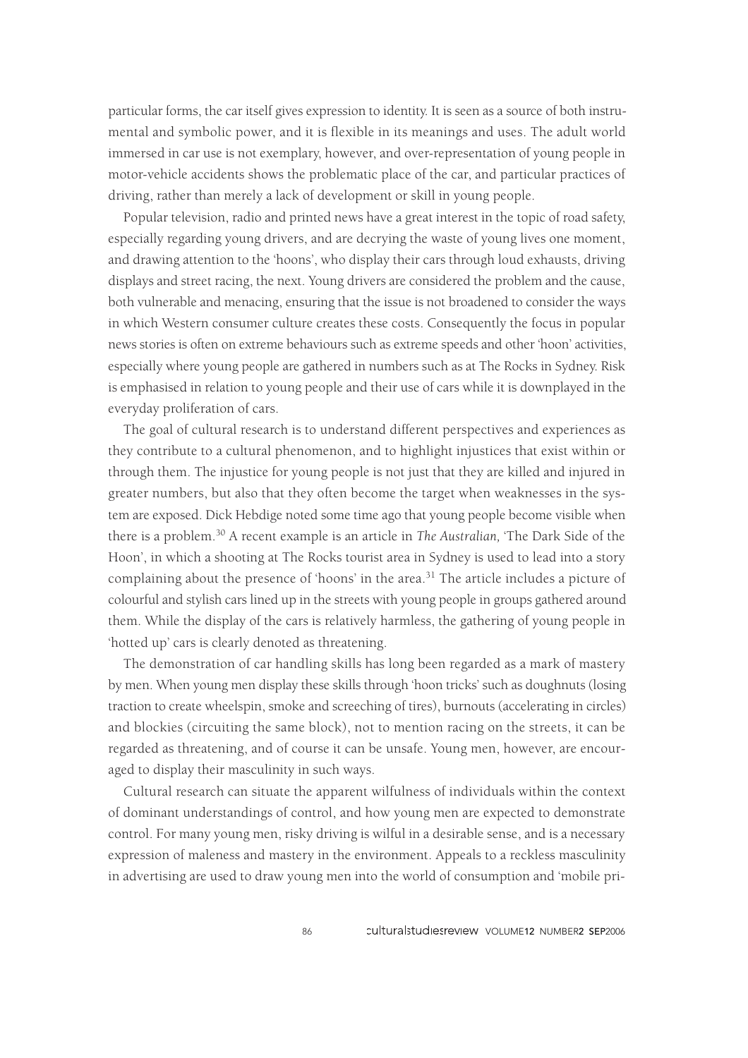particular forms, the car itself gives expression to identity. It is seen as a source of both instrumental and symbolic power, and it is flexible in its meanings and uses. The adult world immersed in car use is not exemplary, however, and over-representation of young people in motor-vehicle accidents shows the problematic place of the car, and particular practices of driving, rather than merely a lack of development or skill in young people.

Popular television, radio and printed news have a great interest in the topic of road safety, especially regarding young drivers, and are decrying the waste of young lives one moment, and drawing attention to the 'hoons', who display their cars through loud exhausts, driving displays and street racing, the next. Young drivers are considered the problem and the cause, both vulnerable and menacing, ensuring that the issue is not broadened to consider the ways in which Western consumer culture creates these costs. Consequently the focus in popular news stories is often on extreme behaviours such as extreme speeds and other 'hoon' activities, especially where young people are gathered in numbers such as at The Rocks in Sydney. Risk is emphasised in relation to young people and their use of cars while it is downplayed in the everyday proliferation of cars.

The goal of cultural research is to understand different perspectives and experiences as they contribute to a cultural phenomenon, and to highlight injustices that exist within or through them. The injustice for young people is not just that they are killed and injured in greater numbers, but also that they often become the target when weaknesses in the system are exposed. Dick Hebdige noted some time ago that young people become visible when there is a problem.[30] A recent example is an article in *The Australian,* 'The Dark Side of the Hoon', in which a shooting at The Rocks tourist area in Sydney is used to lead into a story complaining about the presence of 'hoons' in the area.[31] The article includes a picture of colourful and stylish cars lined up in the streets with young people in groups gathered around them. While the display of the cars is relatively harmless, the gathering of young people in 'hotted up' cars is clearly denoted as threatening.

The demonstration of car handling skills has long been regarded as a mark of mastery by men. When young men display these skills through 'hoon tricks' such as doughnuts (losing traction to create wheelspin, smoke and screeching of tires), burnouts (accelerating in circles) and blockies (circuiting the same block), not to mention racing on the streets, it can be regarded as threatening, and of course it can be unsafe. Young men, however, are encouraged to display their masculinity in such ways.

Cultural research can situate the apparent wilfulness of individuals within the context of dominant understandings of control, and how young men are expected to demonstrate control. For many young men, risky driving is wilful in a desirable sense, and is a necessary expression of maleness and mastery in the environment. Appeals to a reckless masculinity in advertising are used to draw young men into the world of consumption and 'mobile pri-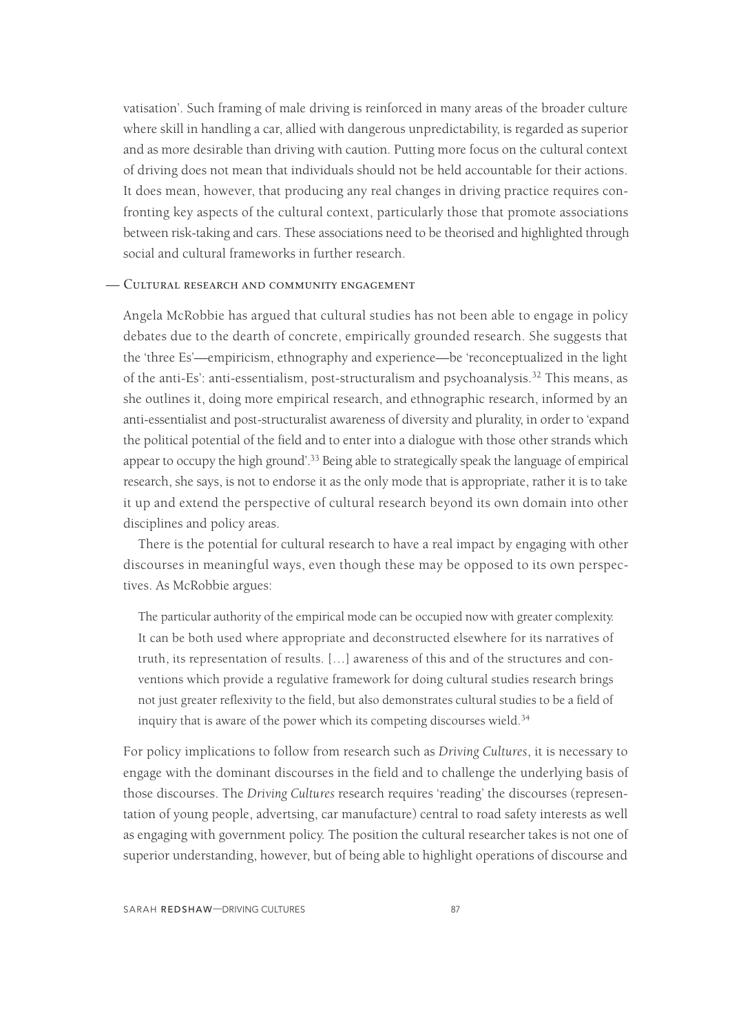vatisation'. Such framing of male driving is reinforced in many areas of the broader culture where skill in handling a car, allied with dangerous unpredictability, is regarded as superior and as more desirable than driving with caution. Putting more focus on the cultural context of driving does not mean that individuals should not be held accountable for their actions. It does mean, however, that producing any real changes in driving practice requires confronting key aspects of the cultural context, particularly those that promote associations between risk-taking and cars. These associations need to be theorised and highlighted through social and cultural frameworks in further research.

## — Cultural research and community engagement

Angela McRobbie has argued that cultural studies has not been able to engage in policy debates due to the dearth of concrete, empirically grounded research. She suggests that the 'three Es'—empiricism, ethnography and experience—be 'reconceptualized in the light of the anti-Es': anti-essentialism, post-structuralism and psychoanalysis.[32] This means, as she outlines it, doing more empirical research, and ethnographic research, informed by an anti-essentialist and post-structuralist awareness of diversity and plurality, in order to 'expand the political potential of the field and to enter into a dialogue with those other strands which appear to occupy the high ground'.[33] Being able to strategically speak the language of empirical research, she says, is not to endorse it as the only mode that is appropriate, rather it is to take it up and extend the perspective of cultural research beyond its own domain into other disciplines and policy areas.

There is the potential for cultural research to have a real impact by engaging with other discourses in meaningful ways, even though these may be opposed to its own perspectives. As McRobbie argues:

> The particular authority of the empirical mode can be occupied now with greater complexity. It can be both used where appropriate and deconstructed elsewhere for its narratives of truth, its representation of results. […] awareness of this and of the structures and conventions which provide a regulative framework for doing cultural studies research brings not just greater reflexivity to the field, but also demonstrates cultural studies to be a field of inquiry that is aware of the power which its competing discourses wield.[34]

For policy implications to follow from research such as *Driving Cultures*, it is necessary to engage with the dominant discourses in the field and to challenge the underlying basis of those discourses. The *Driving Cultures* research requires 'reading' the discourses (representation of young people, advertsing, car manufacture) central to road safety interests as well as engaging with government policy. The position the cultural researcher takes is not one of superior understanding, however, but of being able to highlight operations of discourse and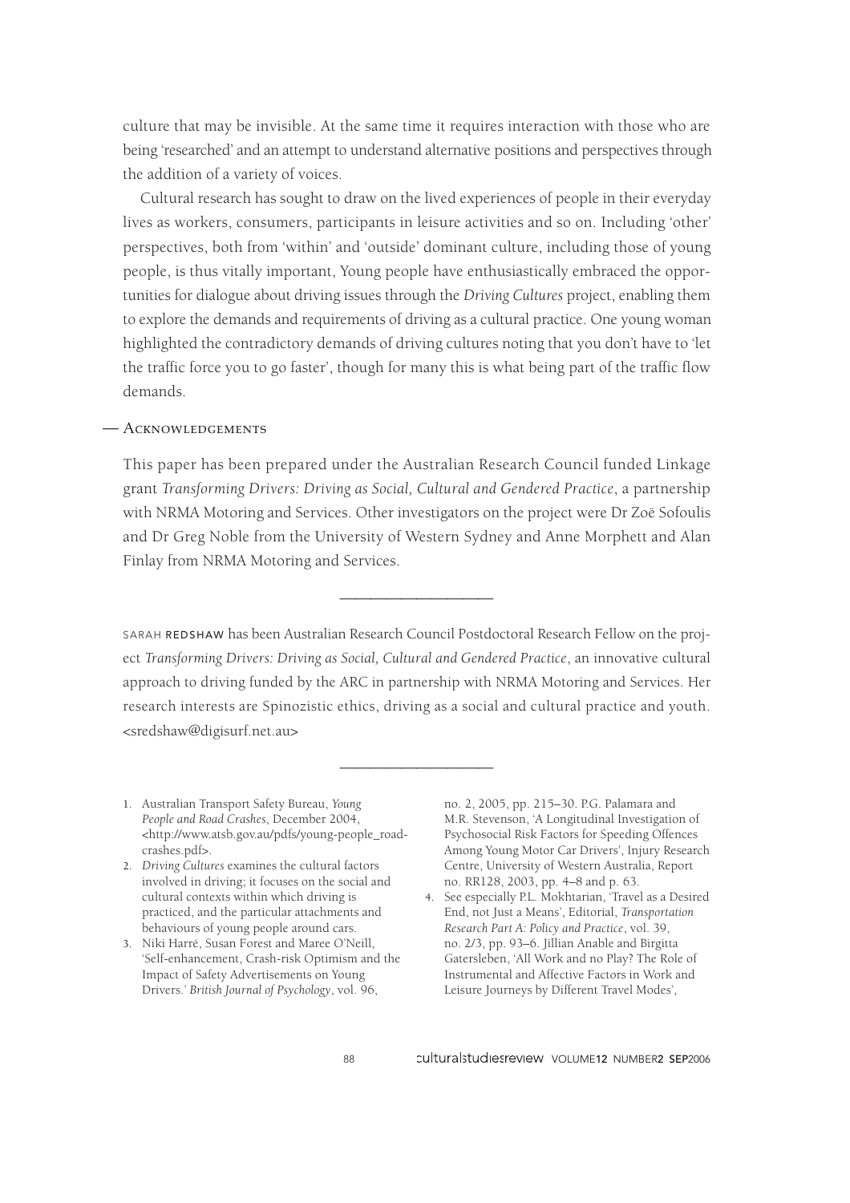culture that may be invisible. At the same time it requires interaction with those who are being 'researched' and an attempt to understand alternative positions and perspectives through the addition of a variety of voices.

Cultural research has sought to draw on the lived experiences of people in their everyday lives as workers, consumers, participants in leisure activities and so on. Including 'other' perspectives, both from 'within' and 'outside' dominant culture, including those of young people, is thus vitally important, Young people have enthusiastically embraced the opportunities for dialogue about driving issues through the *Driving Cultures* project, enabling them to explore the demands and requirements of driving as a cultural practice. One young woman highlighted the contradictory demands of driving cultures noting that you don't have to 'let the traffic force you to go faster', though for many this is what being part of the traffic flow demands.

## — Acknowledgements

This paper has been prepared under the Australian Research Council funded Linkage grant *Transforming Drivers: Driving as Social, Cultural and Gendered Practice*, a partnership with NRMA Motoring and Services. Other investigators on the project were Dr Zoë Sofoulis and Dr Greg Noble from the University of Western Sydney and Anne Morphett and Alan Finlay from NRMA Motoring and Services.

---

SARAH REDSHAW has been Australian Research Council Postdoctoral Research Fellow on the project *Transforming Drivers: Driving as Social, Cultural and Gendered Practice*, an innovative cultural approach to driving funded by the ARC in partnership with NRMA Motoring and Services. Her research interests are Spinozistic ethics, driving as a social and cultural practice and youth. <sredshaw@digisurf.net.au>

---

1. Australian Transport Safety Bureau, *Young People and Road Crashes*, December 2004, <http://www.atsb.gov.au/pdfs/young-people_road-crashes.pdf>.
2. *Driving Cultures* examines the cultural factors involved in driving; it focuses on the social and cultural contexts within which driving is practiced, and the particular attachments and behaviours of young people around cars.
3. Niki Harré, Susan Forest and Maree O'Neill, 'Self-enhancement, Crash-risk Optimism and the Impact of Safety Advertisements on Young Drivers.' *British Journal of Psychology*, vol. 96, no. 2, 2005, pp. 215–30. P.G. Palamara and M.R. Stevenson, 'A Longitudinal Investigation of Psychosocial Risk Factors for Speeding Offences Among Young Motor Car Drivers', Injury Research Centre, University of Western Australia, Report no. RR128, 2003, pp. 4–8 and p. 63.
4. See especially P.L. Mokhtarian, 'Travel as a Desired End, not Just a Means', Editorial, *Transportation Research Part A: Policy and Practice*, vol. 39, no. 2/3, pp. 93–6. Jillian Anable and Birgitta Gatersleben, 'All Work and no Play? The Role of Instrumental and Affective Factors in Work and Leisure Journeys by Different Travel Modes',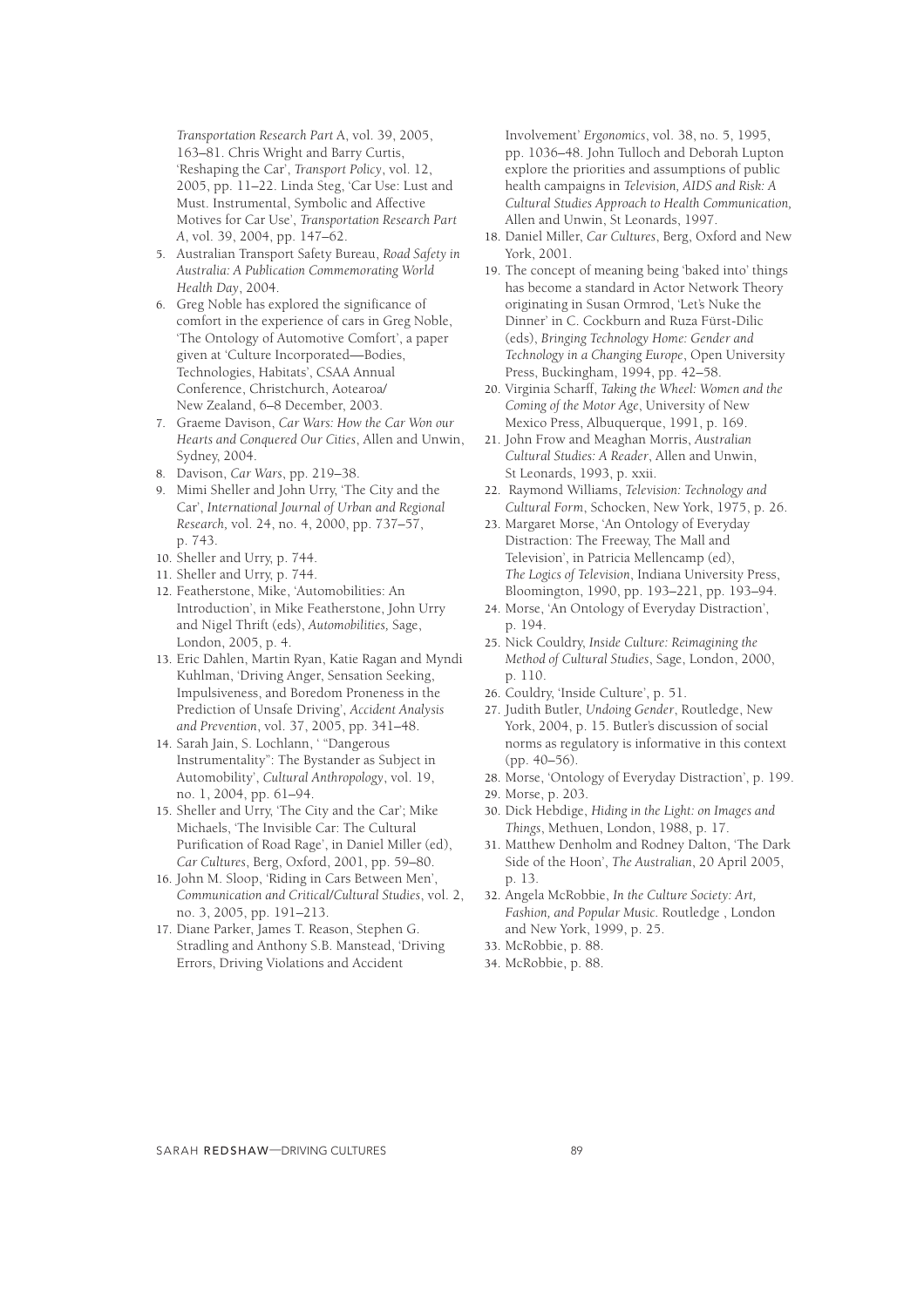*Transportation Research Part* A, vol. 39, 2005, 163–81. Chris Wright and Barry Curtis, 'Reshaping the Car', *Transport Policy*, vol. 12, 2005, pp. 11–22. Linda Steg, 'Car Use: Lust and Must. Instrumental, Symbolic and Affective Motives for Car Use', *Transportation Research Part A*, vol. 39, 2004, pp. 147–62.

5. Australian Transport Safety Bureau, *Road Safety in Australia: A Publication Commemorating World Health Day*, 2004.
6. Greg Noble has explored the significance of comfort in the experience of cars in Greg Noble, 'The Ontology of Automotive Comfort', a paper given at 'Culture Incorporated—Bodies, Technologies, Habitats', CSAA Annual Conference, Christchurch, Aotearoa/New Zealand, 6–8 December, 2003.
7. Graeme Davison, *Car Wars: How the Car Won our Hearts and Conquered Our Cities*, Allen and Unwin, Sydney, 2004.
8. Davison, *Car Wars*, pp. 219–38.
9. Mimi Sheller and John Urry, 'The City and the Car', *International Journal of Urban and Regional Research*, vol. 24, no. 4, 2000, pp. 737–57, p. 743.
10. Sheller and Urry, p. 744.
11. Sheller and Urry, p. 744.
12. Featherstone, Mike, 'Automobilities: An Introduction', in Mike Featherstone, John Urry and Nigel Thrift (eds), *Automobilities*, Sage, London, 2005, p. 4.
13. Eric Dahlen, Martin Ryan, Katie Ragan and Myndi Kuhlman, 'Driving Anger, Sensation Seeking, Impulsiveness, and Boredom Proneness in the Prediction of Unsafe Driving', *Accident Analysis and Prevention*, vol. 37, 2005, pp. 341–48.
14. Sarah Jain, S. Lochlann, ' "Dangerous Instrumentality": The Bystander as Subject in Automobility', *Cultural Anthropology*, vol. 19, no. 1, 2004, pp. 61–94.
15. Sheller and Urry, 'The City and the Car'; Mike Michaels, 'The Invisible Car: The Cultural Purification of Road Rage', in Daniel Miller (ed), *Car Cultures*, Berg, Oxford, 2001, pp. 59–80.
16. John M. Sloop, 'Riding in Cars Between Men', *Communication and Critical/Cultural Studies*, vol. 2, no. 3, 2005, pp. 191–213.
17. Diane Parker, James T. Reason, Stephen G. Stradling and Anthony S.B. Manstead, 'Driving Errors, Driving Violations and Accident Involvement' *Ergonomics*, vol. 38, no. 5, 1995, pp. 1036–48. John Tulloch and Deborah Lupton explore the priorities and assumptions of public health campaigns in *Television, AIDS and Risk: A Cultural Studies Approach to Health Communication*, Allen and Unwin, St Leonards, 1997.
18. Daniel Miller, *Car Cultures*, Berg, Oxford and New York, 2001.
19. The concept of meaning being 'baked into' things has become a standard in Actor Network Theory originating in Susan Ormrod, 'Let's Nuke the Dinner' in C. Cockburn and Ruza Fürst-Dilic (eds), *Bringing Technology Home: Gender and Technology in a Changing Europe*, Open University Press, Buckingham, 1994, pp. 42–58.
20. Virginia Scharff, *Taking the Wheel: Women and the Coming of the Motor Age*, University of New Mexico Press, Albuquerque, 1991, p. 169.
21. John Frow and Meaghan Morris, *Australian Cultural Studies: A Reader*, Allen and Unwin, St Leonards, 1993, p. xxii.
22. Raymond Williams, *Television: Technology and Cultural Form*, Schocken, New York, 1975, p. 26.
23. Margaret Morse, 'An Ontology of Everyday Distraction: The Freeway, The Mall and Television', in Patricia Mellencamp (ed), *The Logics of Television*, Indiana University Press, Bloomington, 1990, pp. 193–221, pp. 193–94.
24. Morse, 'An Ontology of Everyday Distraction', p. 194.
25. Nick Couldry, *Inside Culture: Reimagining the Method of Cultural Studies*, Sage, London, 2000, p. 110.
26. Couldry, 'Inside Culture', p. 51.
27. Judith Butler, *Undoing Gender*, Routledge, New York, 2004, p. 15. Butler's discussion of social norms as regulatory is informative in this context (pp. 40–56).
28. Morse, 'Ontology of Everyday Distraction', p. 199.
29. Morse, p. 203.
30. Dick Hebdige, *Hiding in the Light: on Images and Things*, Methuen, London, 1988, p. 17.
31. Matthew Denholm and Rodney Dalton, 'The Dark Side of the Hoon', *The Australian*, 20 April 2005, p. 13.
32. Angela McRobbie, *In the Culture Society: Art, Fashion, and Popular Music*. Routledge , London and New York, 1999, p. 25.
33. McRobbie, p. 88.
34. McRobbie, p. 88.